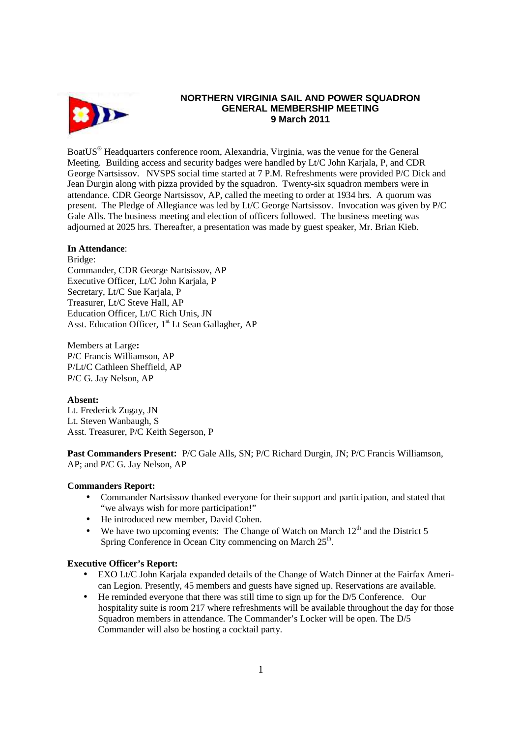**NORTHERN VIRGINIA SAIL AND POWER SQUADRON**
**GENERAL MEMBERSHIP MEETING**
**9 March 2011**

BoatUS® Headquarters conference room, Alexandria, Virginia, was the venue for the General Meeting. Building access and security badges were handled by Lt/C John Karjala, P, and CDR George Nartsissov. NVSPS social time started at 7 P.M. Refreshments were provided P/C Dick and Jean Durgin along with pizza provided by the squadron. Twenty-six squadron members were in attendance. CDR George Nartsissov, AP, called the meeting to order at 1934 hrs. A quorum was present. The Pledge of Allegiance was led by Lt/C George Nartsissov. Invocation was given by P/C Gale Alls. The business meeting and election of officers followed. The business meeting was adjourned at 2025 hrs. Thereafter, a presentation was made by guest speaker, Mr. Brian Kieb.

**In Attendance**:
Bridge:
Commander, CDR George Nartsissov, AP
Executive Officer, Lt/C John Karjala, P
Secretary, Lt/C Sue Karjala, P
Treasurer, Lt/C Steve Hall, AP
Education Officer, Lt/C Rich Unis, JN
Asst. Education Officer, 1st Lt Sean Gallagher, AP

Members at Large**:**
P/C Francis Williamson, AP
P/Lt/C Cathleen Sheffield, AP
P/C G. Jay Nelson, AP

**Absent:**
Lt. Frederick Zugay, JN
Lt. Steven Wanbaugh, S
Asst. Treasurer, P/C Keith Segerson, P

**Past Commanders Present:** P/C Gale Alls, SN; P/C Richard Durgin, JN; P/C Francis Williamson, AP; and P/C G. Jay Nelson, AP

**Commanders Report:**

- Commander Nartsissov thanked everyone for their support and participation, and stated that "we always wish for more participation!"
- He introduced new member, David Cohen.
- We have two upcoming events: The Change of Watch on March 12th and the District 5 Spring Conference in Ocean City commencing on March 25th.

**Executive Officer's Report:**

- EXO Lt/C John Karjala expanded details of the Change of Watch Dinner at the Fairfax American Legion. Presently, 45 members and guests have signed up. Reservations are available.
- He reminded everyone that there was still time to sign up for the D/5 Conference. Our hospitality suite is room 217 where refreshments will be available throughout the day for those Squadron members in attendance. The Commander's Locker will be open. The D/5 Commander will also be hosting a cocktail party.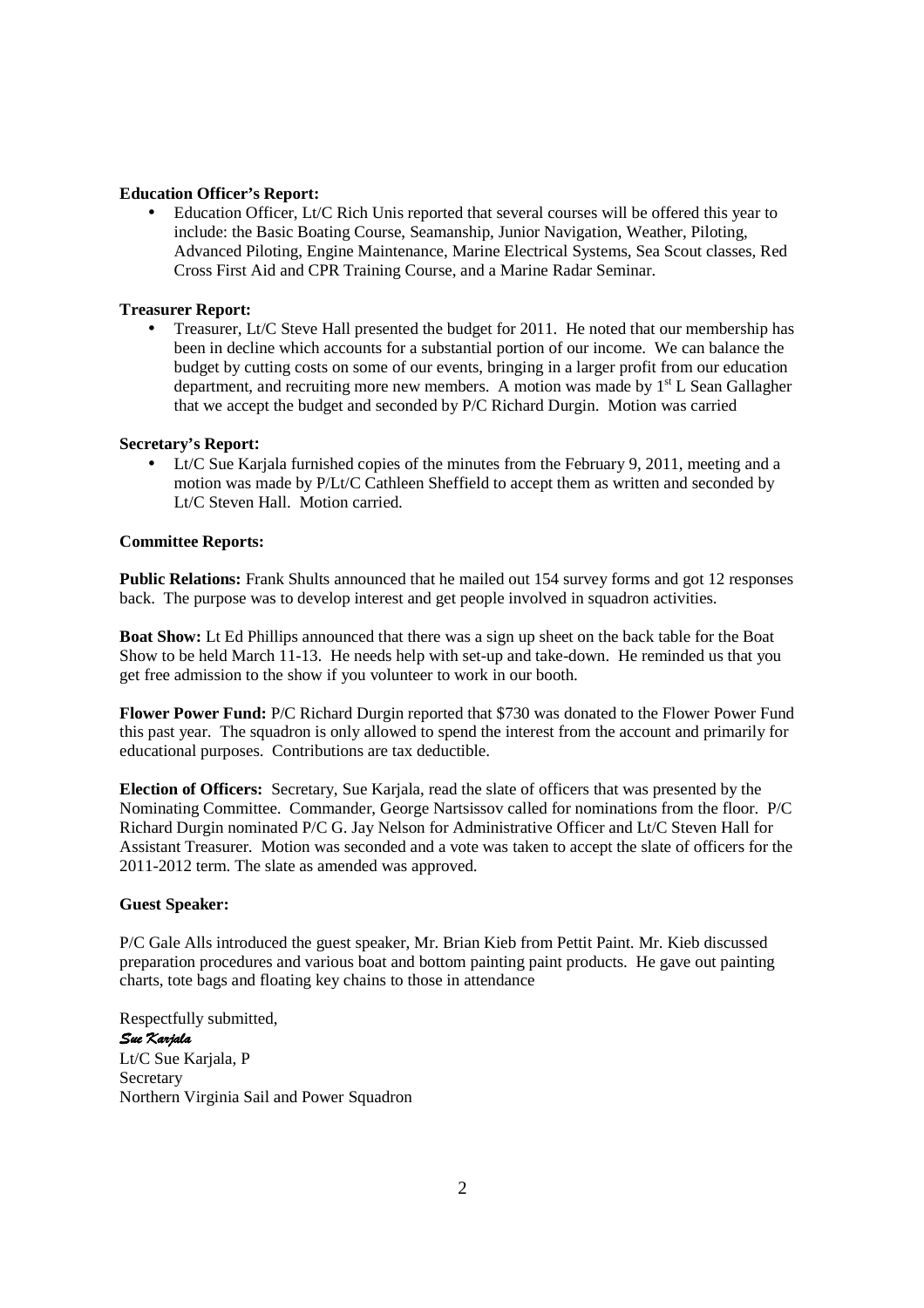**Education Officer's Report:**

- Education Officer, Lt/C Rich Unis reported that several courses will be offered this year to include: the Basic Boating Course, Seamanship, Junior Navigation, Weather, Piloting, Advanced Piloting, Engine Maintenance, Marine Electrical Systems, Sea Scout classes, Red Cross First Aid and CPR Training Course, and a Marine Radar Seminar.

**Treasurer Report:**

- Treasurer, Lt/C Steve Hall presented the budget for 2011. He noted that our membership has been in decline which accounts for a substantial portion of our income. We can balance the budget by cutting costs on some of our events, bringing in a larger profit from our education department, and recruiting more new members. A motion was made by 1st L Sean Gallagher that we accept the budget and seconded by P/C Richard Durgin. Motion was carried

**Secretary's Report:**

- Lt/C Sue Karjala furnished copies of the minutes from the February 9, 2011, meeting and a motion was made by P/Lt/C Cathleen Sheffield to accept them as written and seconded by Lt/C Steven Hall. Motion carried.

**Committee Reports:**

**Public Relations:** Frank Shults announced that he mailed out 154 survey forms and got 12 responses back. The purpose was to develop interest and get people involved in squadron activities.

**Boat Show:** Lt Ed Phillips announced that there was a sign up sheet on the back table for the Boat Show to be held March 11-13. He needs help with set-up and take-down. He reminded us that you get free admission to the show if you volunteer to work in our booth.

**Flower Power Fund:** P/C Richard Durgin reported that $730 was donated to the Flower Power Fund this past year. The squadron is only allowed to spend the interest from the account and primarily for educational purposes. Contributions are tax deductible.

**Election of Officers:** Secretary, Sue Karjala, read the slate of officers that was presented by the Nominating Committee. Commander, George Nartsissov called for nominations from the floor. P/C Richard Durgin nominated P/C G. Jay Nelson for Administrative Officer and Lt/C Steven Hall for Assistant Treasurer. Motion was seconded and a vote was taken to accept the slate of officers for the 2011-2012 term. The slate as amended was approved.

**Guest Speaker:**

P/C Gale Alls introduced the guest speaker, Mr. Brian Kieb from Pettit Paint. Mr. Kieb discussed preparation procedures and various boat and bottom painting paint products. He gave out painting charts, tote bags and floating key chains to those in attendance

Respectfully submitted,
*Sue Karjala*
Lt/C Sue Karjala, P
Secretary
Northern Virginia Sail and Power Squadron